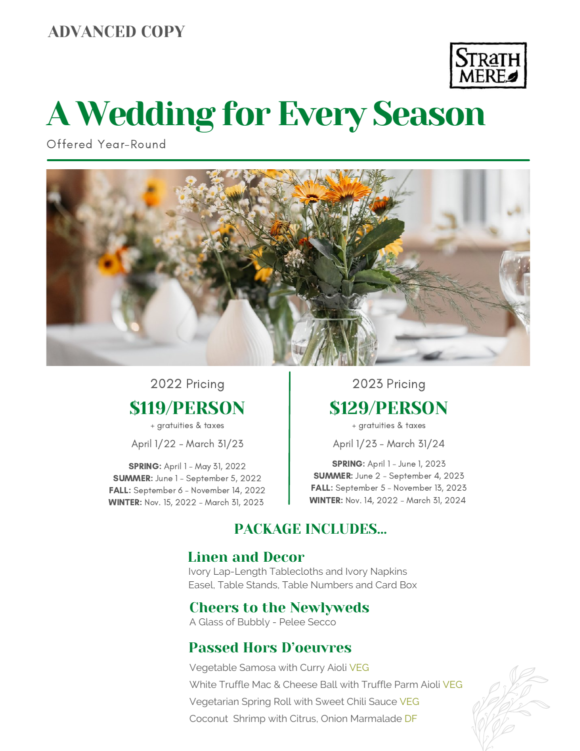ADVANCED COPY

STRATH MERE

# A Wedding for Every Season

Offered Year-Round

2022 Pricing

## $119/PERSON

+ gratuities & taxes

April 1/22 - March 31/23

**SPRING:** April 1 - May 31, 2022
**SUMMER:** June 1 - September 5, 2022
**FALL:** September 6 - November 14, 2022
**WINTER:** Nov. 15, 2022 - March 31, 2023

2023 Pricing

## $129/PERSON

+ gratuities & taxes

April 1/23 - March 31/24

**SPRING:** April 1 - June 1, 2023
**SUMMER:** June 2 - September 4, 2023
**FALL:** September 5 - November 13, 2023
**WINTER:** Nov. 14, 2022 - March 31, 2024

## PACKAGE INCLUDES...

### Linen and Decor

Ivory Lap-Length Tablecloths and Ivory Napkins
Easel, Table Stands, Table Numbers and Card Box

### Cheers to the Newlyweds

A Glass of Bubbly - Pelee Secco

### Passed Hors D'oeuvres

Vegetable Samosa with Curry Aioli VEG

White Truffle Mac & Cheese Ball with Truffle Parm Aioli VEG

Vegetarian Spring Roll with Sweet Chili Sauce VEG

Coconut Shrimp with Citrus, Onion Marmalade DF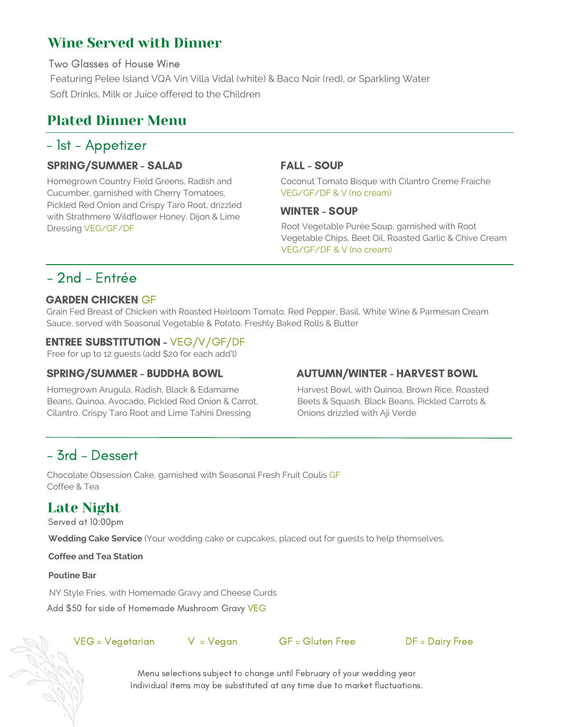## Wine Served with Dinner

Two Glasses of House Wine

Featuring Pelee Island VQA Vin Villa Vidal (white) & Baco Noir (red), or Sparkling Water

Soft Drinks, Milk or Juice offered to the Children

## Plated Dinner Menu

### - 1st - Appetizer

**SPRING/SUMMER - SALAD**

Homegrown Country Field Greens, Radish and Cucumber, garnished with Cherry Tomatoes, Pickled Red Onion and Crispy Taro Root, drizzled with Strathmere Wildflower Honey, Dijon & Lime Dressing VEG/GF/DF

**FALL - SOUP**

Coconut Tomato Bisque with Cilantro Creme Fraiche VEG/GF/DF & V (no cream)

**WINTER - SOUP**

Root Vegetable Purée Soup, garnished with Root Vegetable Chips, Beet Oil, Roasted Garlic & Chive Cream VEG/GF/DF & V (no cream)

### - 2nd - Entrée

**GARDEN CHICKEN** GF

Grain Fed Breast of Chicken with Roasted Heirloom Tomato, Red Pepper, Basil, White Wine & Parmesan Cream Sauce, served with Seasonal Vegetable & Potato, Freshly Baked Rolls & Butter

**ENTREE SUBSTITUTION** - VEG/V/GF/DF

Free for up to 12 guests (add $20 for each add'l)

**SPRING/SUMMER - BUDDHA BOWL**

Homegrown Arugula, Radish, Black & Edamame Beans, Quinoa, Avocado, Pickled Red Onion & Carrot, Cilantro, Crispy Taro Root and Lime Tahini Dressing

**AUTUMN/WINTER - HARVEST BOWL**

Harvest Bowl, with Quinoa, Brown Rice, Roasted Beets & Squash, Black Beans, Pickled Carrots & Onions drizzled with Aji Verde

### - 3rd - Dessert

Chocolate Obsession Cake, garnished with Seasonal Fresh Fruit Coulis GF

Coffee & Tea

## Late Night

Served at 10:00pm

**Wedding Cake Service** (Your wedding cake or cupcakes, placed out for guests to help themselves.

**Coffee and Tea Station**

**Poutine Bar**

NY Style Fries, with Homemade Gravy and Cheese Curds

Add $50 for side of Homemade Mushroom Gravy VEG

VEG = Vegetarian V = Vegan GF = Gluten Free DF = Dairy Free

Menu selections subject to change until February of your wedding year

Individual items may be substituted at any time due to market fluctuations.